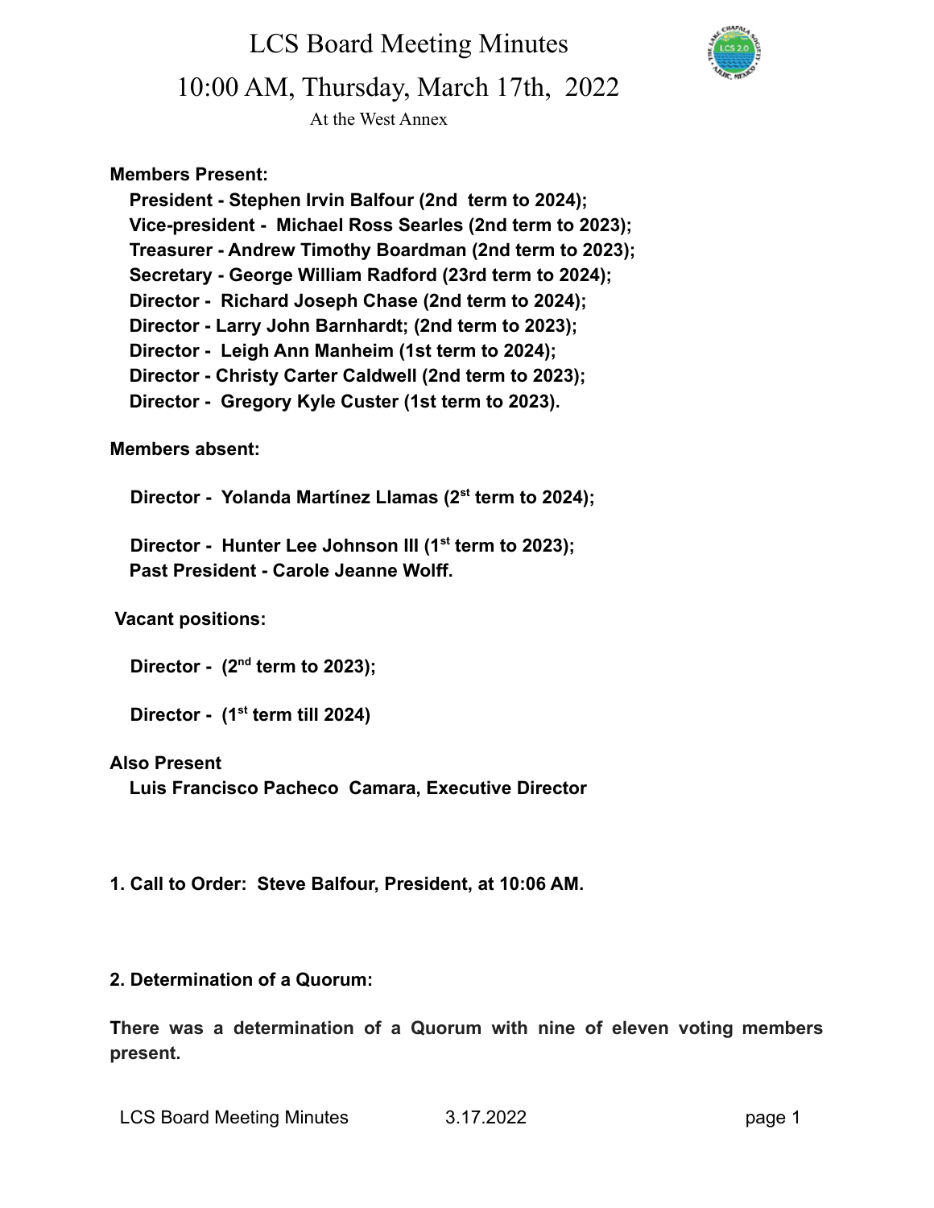# LCS Board Meeting Minutes

## 10:00 AM, Thursday, March 17th, 2022

At the West Annex

**Members Present:**

**President - Stephen Irvin Balfour (2nd term to 2024);**
**Vice-president - Michael Ross Searles (2nd term to 2023);**
**Treasurer - Andrew Timothy Boardman (2nd term to 2023);**
**Secretary - George William Radford (23rd term to 2024);**
**Director - Richard Joseph Chase (2nd term to 2024);**
**Director - Larry John Barnhardt; (2nd term to 2023);**
**Director - Leigh Ann Manheim (1st term to 2024);**
**Director - Christy Carter Caldwell (2nd term to 2023);**
**Director - Gregory Kyle Custer (1st term to 2023).**

**Members absent:**

**Director - Yolanda Martínez Llamas (2st term to 2024);**

**Director - Hunter Lee Johnson III (1st term to 2023);**
**Past President - Carole Jeanne Wolff.**

**Vacant positions:**

**Director - (2nd term to 2023);**

**Director - (1st term till 2024)**

**Also Present**

**Luis Francisco Pacheco Camara, Executive Director**

**1. Call to Order: Steve Balfour, President, at 10:06 AM.**

**2. Determination of a Quorum:**

**There was a determination of a Quorum with nine of eleven voting members present.**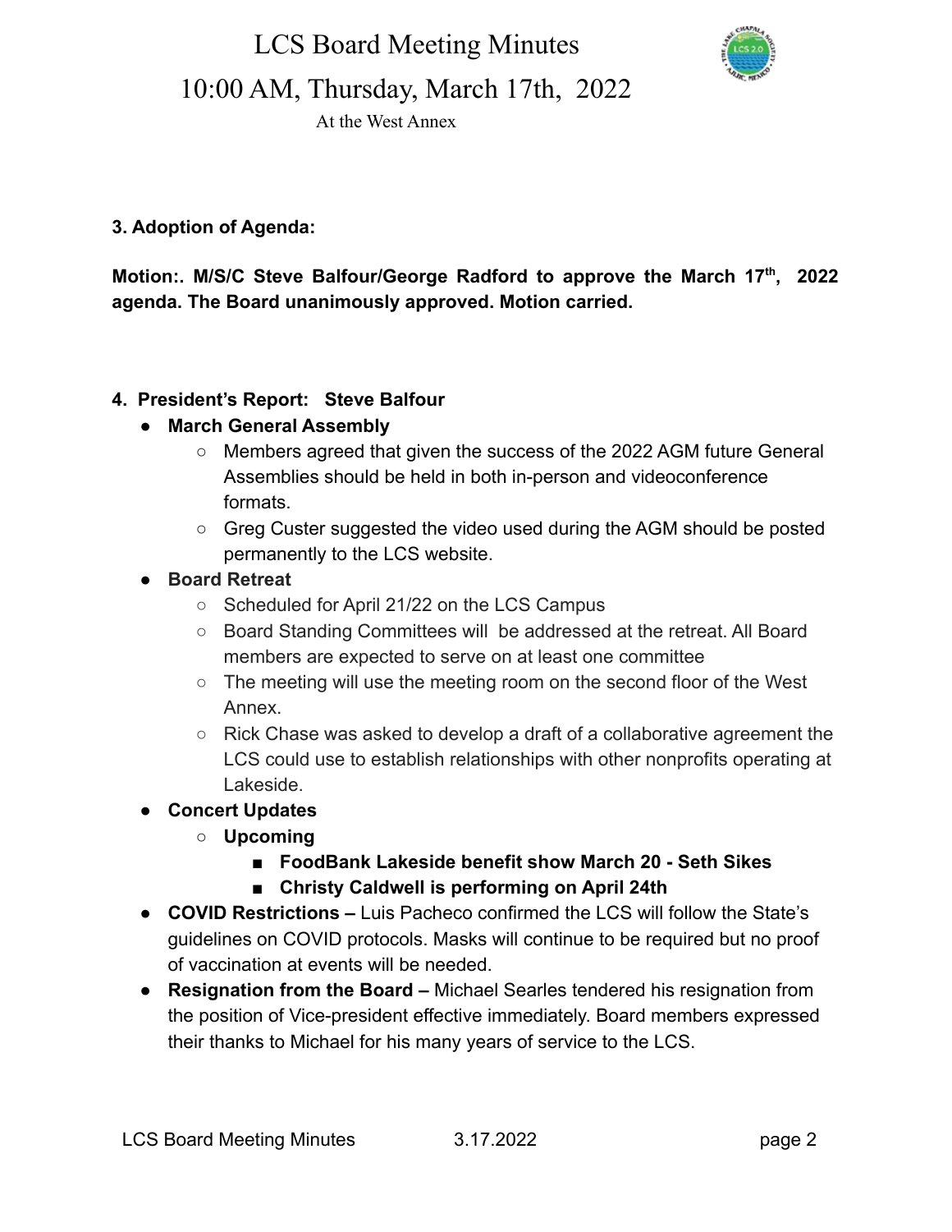# LCS Board Meeting Minutes

## 10:00 AM, Thursday, March 17th, 2022

At the West Annex

**3. Adoption of Agenda:**

**Motion:. M/S/C Steve Balfour/George Radford to approve the March 17th, 2022 agenda. The Board unanimously approved. Motion carried.**

**4. President's Report: Steve Balfour**

- **March General Assembly**
  - Members agreed that given the success of the 2022 AGM future General Assemblies should be held in both in-person and videoconference formats.
  - Greg Custer suggested the video used during the AGM should be posted permanently to the LCS website.
- **Board Retreat**
  - Scheduled for April 21/22 on the LCS Campus
  - Board Standing Committees will be addressed at the retreat. All Board members are expected to serve on at least one committee
  - The meeting will use the meeting room on the second floor of the West Annex.
  - Rick Chase was asked to develop a draft of a collaborative agreement the LCS could use to establish relationships with other nonprofits operating at Lakeside.
- **Concert Updates**
  - **Upcoming**
    - **FoodBank Lakeside benefit show March 20 - Seth Sikes**
    - **Christy Caldwell is performing on April 24th**
- **COVID Restrictions –** Luis Pacheco confirmed the LCS will follow the State's guidelines on COVID protocols. Masks will continue to be required but no proof of vaccination at events will be needed.
- **Resignation from the Board –** Michael Searles tendered his resignation from the position of Vice-president effective immediately. Board members expressed their thanks to Michael for his many years of service to the LCS.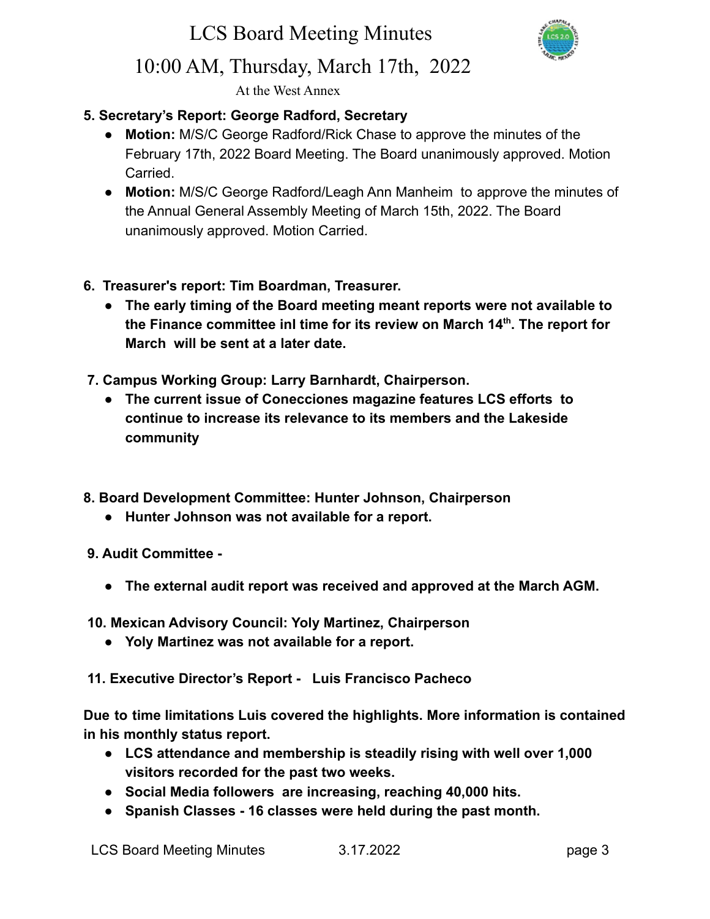# LCS Board Meeting Minutes

## 10:00 AM, Thursday, March 17th, 2022

At the West Annex

**5. Secretary's Report: George Radford, Secretary**

- **Motion:** M/S/C George Radford/Rick Chase to approve the minutes of the February 17th, 2022 Board Meeting. The Board unanimously approved. Motion Carried.
- **Motion:** M/S/C George Radford/Leagh Ann Manheim to approve the minutes of the Annual General Assembly Meeting of March 15th, 2022. The Board unanimously approved. Motion Carried.

**6. Treasurer's report: Tim Boardman, Treasurer.**

- **The early timing of the Board meeting meant reports were not available to the Finance committee inl time for its review on March 14th. The report for March will be sent at a later date.**

**7. Campus Working Group: Larry Barnhardt, Chairperson.**

- **The current issue of Conecciones magazine features LCS efforts to continue to increase its relevance to its members and the Lakeside community**

**8. Board Development Committee: Hunter Johnson, Chairperson**

- **Hunter Johnson was not available for a report.**

**9. Audit Committee -**

- **The external audit report was received and approved at the March AGM.**

**10. Mexican Advisory Council: Yoly Martinez, Chairperson**

- **Yoly Martinez was not available for a report.**

**11. Executive Director's Report - Luis Francisco Pacheco**

**Due to time limitations Luis covered the highlights. More information is contained in his monthly status report.**

- **LCS attendance and membership is steadily rising with well over 1,000 visitors recorded for the past two weeks.**
- **Social Media followers are increasing, reaching 40,000 hits.**
- **Spanish Classes - 16 classes were held during the past month.**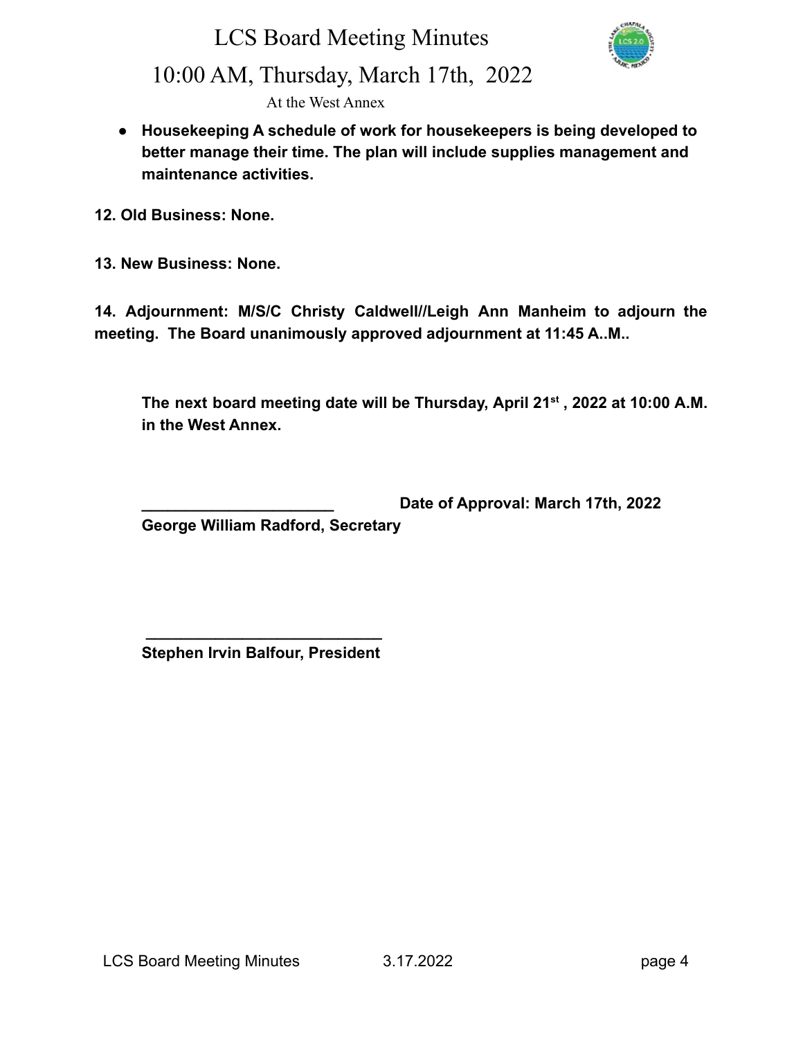- **Housekeeping A schedule of work for housekeepers is being developed to better manage their time. The plan will include supplies management and maintenance activities.**

**12. Old Business: None.**

**13. New Business: None.**

**14. Adjournment: M/S/C Christy Caldwell//Leigh Ann Manheim to adjourn the meeting. The Board unanimously approved adjournment at 11:45 A..M..**

**The next board meeting date will be Thursday, April 21st , 2022 at 10:00 A.M. in the West Annex.**

**______________________ Date of Approval: March 17th, 2022**
**George William Radford, Secretary**

**___________________________**
**Stephen Irvin Balfour, President**